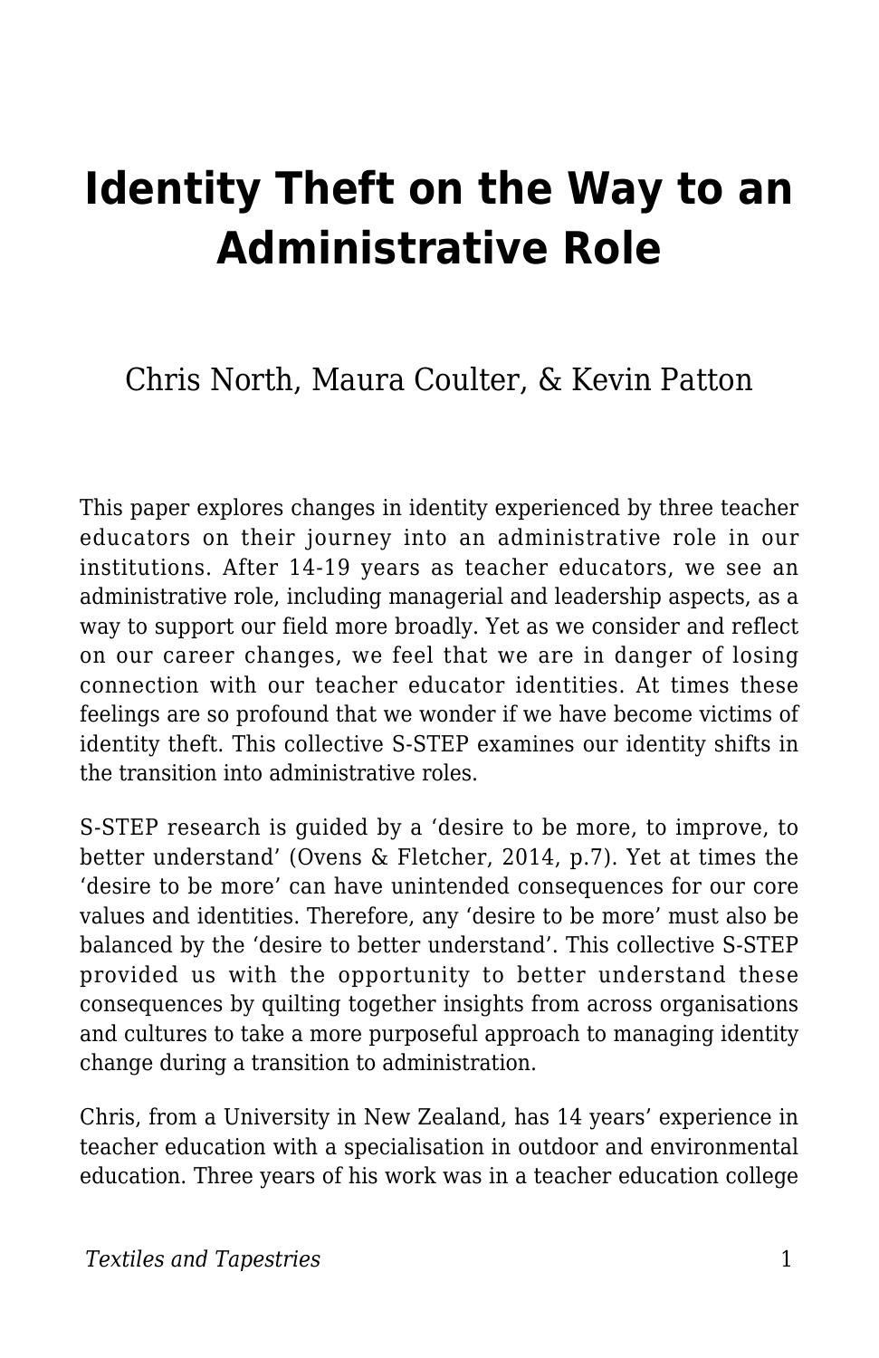# Identity Theft on the Way to an Administrative Role

Chris North, Maura Coulter, & Kevin Patton

This paper explores changes in identity experienced by three teacher educators on their journey into an administrative role in our institutions. After 14-19 years as teacher educators, we see an administrative role, including managerial and leadership aspects, as a way to support our field more broadly. Yet as we consider and reflect on our career changes, we feel that we are in danger of losing connection with our teacher educator identities. At times these feelings are so profound that we wonder if we have become victims of identity theft. This collective S-STEP examines our identity shifts in the transition into administrative roles.

S-STEP research is guided by a 'desire to be more, to improve, to better understand' (Ovens & Fletcher, 2014, p.7). Yet at times the 'desire to be more' can have unintended consequences for our core values and identities. Therefore, any 'desire to be more' must also be balanced by the 'desire to better understand'. This collective S-STEP provided us with the opportunity to better understand these consequences by quilting together insights from across organisations and cultures to take a more purposeful approach to managing identity change during a transition to administration.

Chris, from a University in New Zealand, has 14 years' experience in teacher education with a specialisation in outdoor and environmental education. Three years of his work was in a teacher education college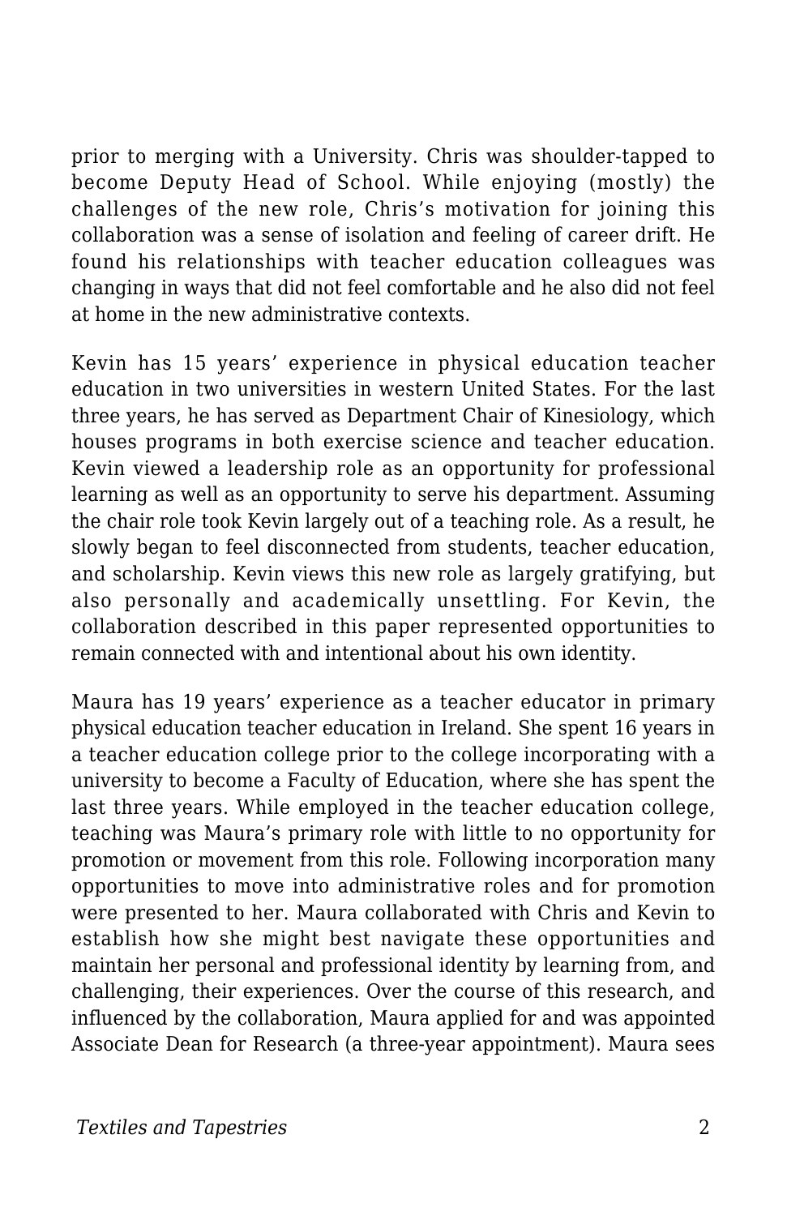prior to merging with a University. Chris was shoulder-tapped to become Deputy Head of School. While enjoying (mostly) the challenges of the new role, Chris's motivation for joining this collaboration was a sense of isolation and feeling of career drift. He found his relationships with teacher education colleagues was changing in ways that did not feel comfortable and he also did not feel at home in the new administrative contexts.

Kevin has 15 years' experience in physical education teacher education in two universities in western United States. For the last three years, he has served as Department Chair of Kinesiology, which houses programs in both exercise science and teacher education. Kevin viewed a leadership role as an opportunity for professional learning as well as an opportunity to serve his department. Assuming the chair role took Kevin largely out of a teaching role. As a result, he slowly began to feel disconnected from students, teacher education, and scholarship. Kevin views this new role as largely gratifying, but also personally and academically unsettling. For Kevin, the collaboration described in this paper represented opportunities to remain connected with and intentional about his own identity.

Maura has 19 years' experience as a teacher educator in primary physical education teacher education in Ireland. She spent 16 years in a teacher education college prior to the college incorporating with a university to become a Faculty of Education, where she has spent the last three years. While employed in the teacher education college, teaching was Maura's primary role with little to no opportunity for promotion or movement from this role. Following incorporation many opportunities to move into administrative roles and for promotion were presented to her. Maura collaborated with Chris and Kevin to establish how she might best navigate these opportunities and maintain her personal and professional identity by learning from, and challenging, their experiences. Over the course of this research, and influenced by the collaboration, Maura applied for and was appointed Associate Dean for Research (a three-year appointment). Maura sees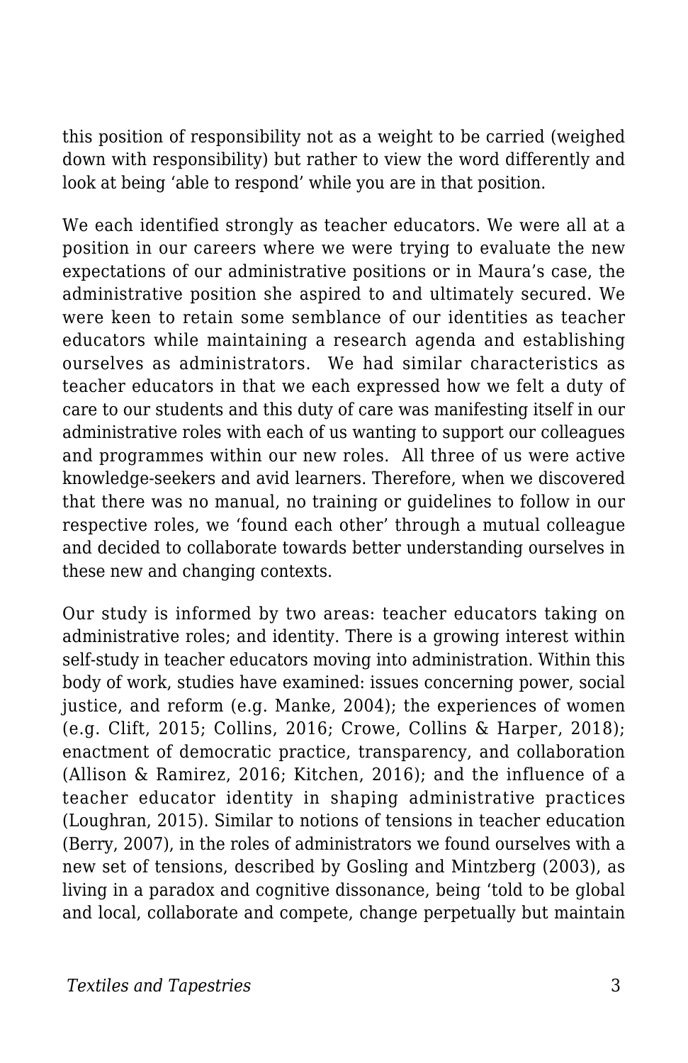this position of responsibility not as a weight to be carried (weighed down with responsibility) but rather to view the word differently and look at being 'able to respond' while you are in that position.

We each identified strongly as teacher educators. We were all at a position in our careers where we were trying to evaluate the new expectations of our administrative positions or in Maura's case, the administrative position she aspired to and ultimately secured. We were keen to retain some semblance of our identities as teacher educators while maintaining a research agenda and establishing ourselves as administrators. We had similar characteristics as teacher educators in that we each expressed how we felt a duty of care to our students and this duty of care was manifesting itself in our administrative roles with each of us wanting to support our colleagues and programmes within our new roles. All three of us were active knowledge-seekers and avid learners. Therefore, when we discovered that there was no manual, no training or guidelines to follow in our respective roles, we 'found each other' through a mutual colleague and decided to collaborate towards better understanding ourselves in these new and changing contexts.

Our study is informed by two areas: teacher educators taking on administrative roles; and identity. There is a growing interest within self-study in teacher educators moving into administration. Within this body of work, studies have examined: issues concerning power, social justice, and reform (e.g. Manke, 2004); the experiences of women (e.g. Clift, 2015; Collins, 2016; Crowe, Collins & Harper, 2018); enactment of democratic practice, transparency, and collaboration (Allison & Ramirez, 2016; Kitchen, 2016); and the influence of a teacher educator identity in shaping administrative practices (Loughran, 2015). Similar to notions of tensions in teacher education (Berry, 2007), in the roles of administrators we found ourselves with a new set of tensions, described by Gosling and Mintzberg (2003), as living in a paradox and cognitive dissonance, being 'told to be global and local, collaborate and compete, change perpetually but maintain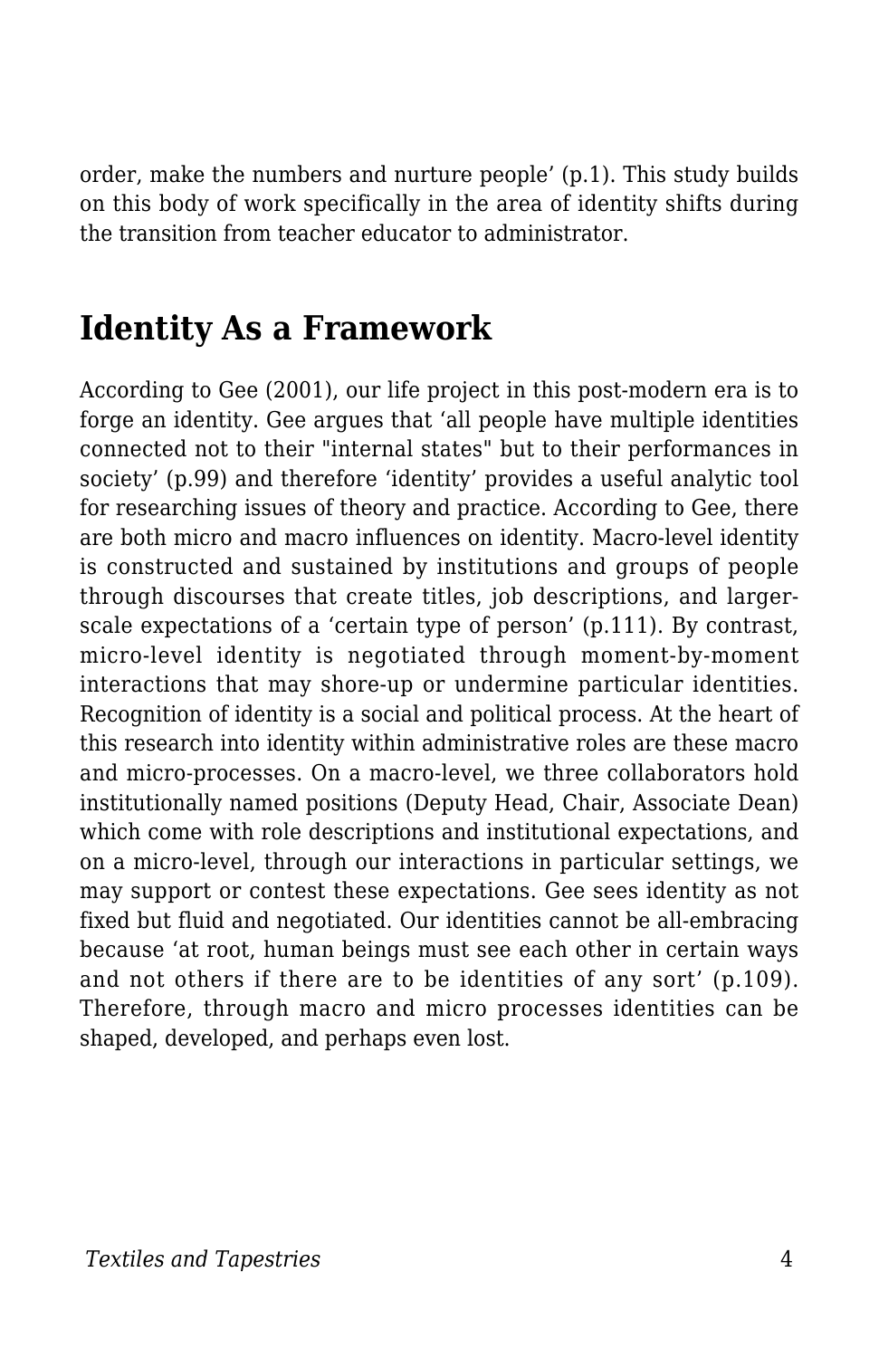order, make the numbers and nurture people' (p.1). This study builds on this body of work specifically in the area of identity shifts during the transition from teacher educator to administrator.

## Identity As a Framework

According to Gee (2001), our life project in this post-modern era is to forge an identity. Gee argues that 'all people have multiple identities connected not to their "internal states" but to their performances in society' (p.99) and therefore 'identity' provides a useful analytic tool for researching issues of theory and practice. According to Gee, there are both micro and macro influences on identity. Macro-level identity is constructed and sustained by institutions and groups of people through discourses that create titles, job descriptions, and larger-scale expectations of a 'certain type of person' (p.111). By contrast, micro-level identity is negotiated through moment-by-moment interactions that may shore-up or undermine particular identities. Recognition of identity is a social and political process. At the heart of this research into identity within administrative roles are these macro and micro-processes. On a macro-level, we three collaborators hold institutionally named positions (Deputy Head, Chair, Associate Dean) which come with role descriptions and institutional expectations, and on a micro-level, through our interactions in particular settings, we may support or contest these expectations. Gee sees identity as not fixed but fluid and negotiated. Our identities cannot be all-embracing because 'at root, human beings must see each other in certain ways and not others if there are to be identities of any sort' (p.109). Therefore, through macro and micro processes identities can be shaped, developed, and perhaps even lost.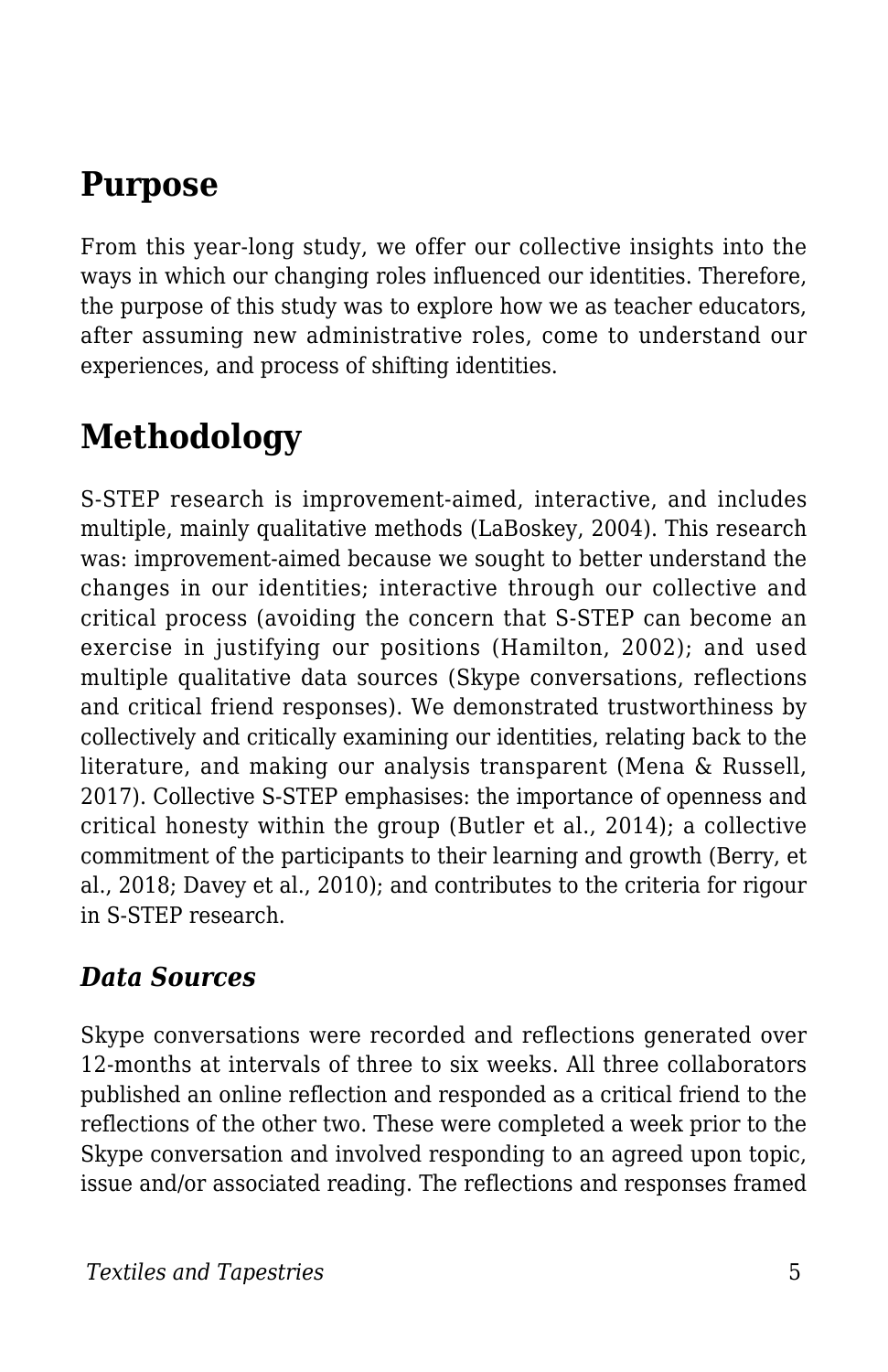## Purpose

From this year-long study, we offer our collective insights into the ways in which our changing roles influenced our identities. Therefore, the purpose of this study was to explore how we as teacher educators, after assuming new administrative roles, come to understand our experiences, and process of shifting identities.

## Methodology

S-STEP research is improvement-aimed, interactive, and includes multiple, mainly qualitative methods (LaBoskey, 2004). This research was: improvement-aimed because we sought to better understand the changes in our identities; interactive through our collective and critical process (avoiding the concern that S-STEP can become an exercise in justifying our positions (Hamilton, 2002); and used multiple qualitative data sources (Skype conversations, reflections and critical friend responses). We demonstrated trustworthiness by collectively and critically examining our identities, relating back to the literature, and making our analysis transparent (Mena & Russell, 2017). Collective S-STEP emphasises: the importance of openness and critical honesty within the group (Butler et al., 2014); a collective commitment of the participants to their learning and growth (Berry, et al., 2018; Davey et al., 2010); and contributes to the criteria for rigour in S-STEP research.

### *Data Sources*

Skype conversations were recorded and reflections generated over 12-months at intervals of three to six weeks. All three collaborators published an online reflection and responded as a critical friend to the reflections of the other two. These were completed a week prior to the Skype conversation and involved responding to an agreed upon topic, issue and/or associated reading. The reflections and responses framed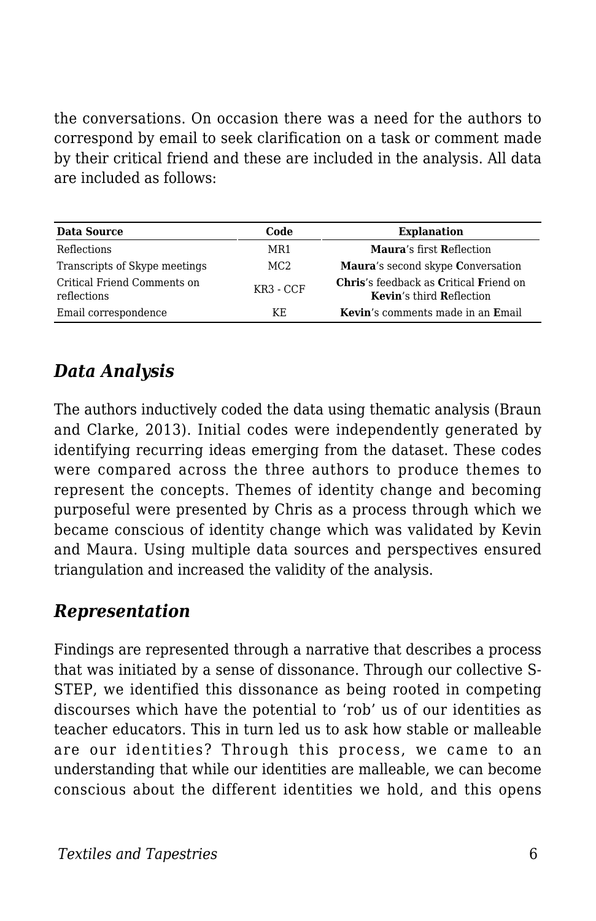the conversations. On occasion there was a need for the authors to correspond by email to seek clarification on a task or comment made by their critical friend and these are included in the analysis. All data are included as follows:

| Data Source | Code | Explanation |
| --- | --- | --- |
| Reflections | MR1 | **Maura**'s first **R**eflection |
| Transcripts of Skype meetings | MC2 | **Maura**'s second skype **C**onversation |
| Critical Friend Comments on reflections | KR3 - CCF | **Chris**'s feedback as **C**ritical **F**riend on **Kevin**'s third **R**eflection |
| Email correspondence | KE | **Kevin**'s comments made in an **E**mail |

## *Data Analysis*

The authors inductively coded the data using thematic analysis (Braun and Clarke, 2013). Initial codes were independently generated by identifying recurring ideas emerging from the dataset. These codes were compared across the three authors to produce themes to represent the concepts. Themes of identity change and becoming purposeful were presented by Chris as a process through which we became conscious of identity change which was validated by Kevin and Maura. Using multiple data sources and perspectives ensured triangulation and increased the validity of the analysis.

## *Representation*

Findings are represented through a narrative that describes a process that was initiated by a sense of dissonance. Through our collective S-STEP, we identified this dissonance as being rooted in competing discourses which have the potential to 'rob' us of our identities as teacher educators. This in turn led us to ask how stable or malleable are our identities? Through this process, we came to an understanding that while our identities are malleable, we can become conscious about the different identities we hold, and this opens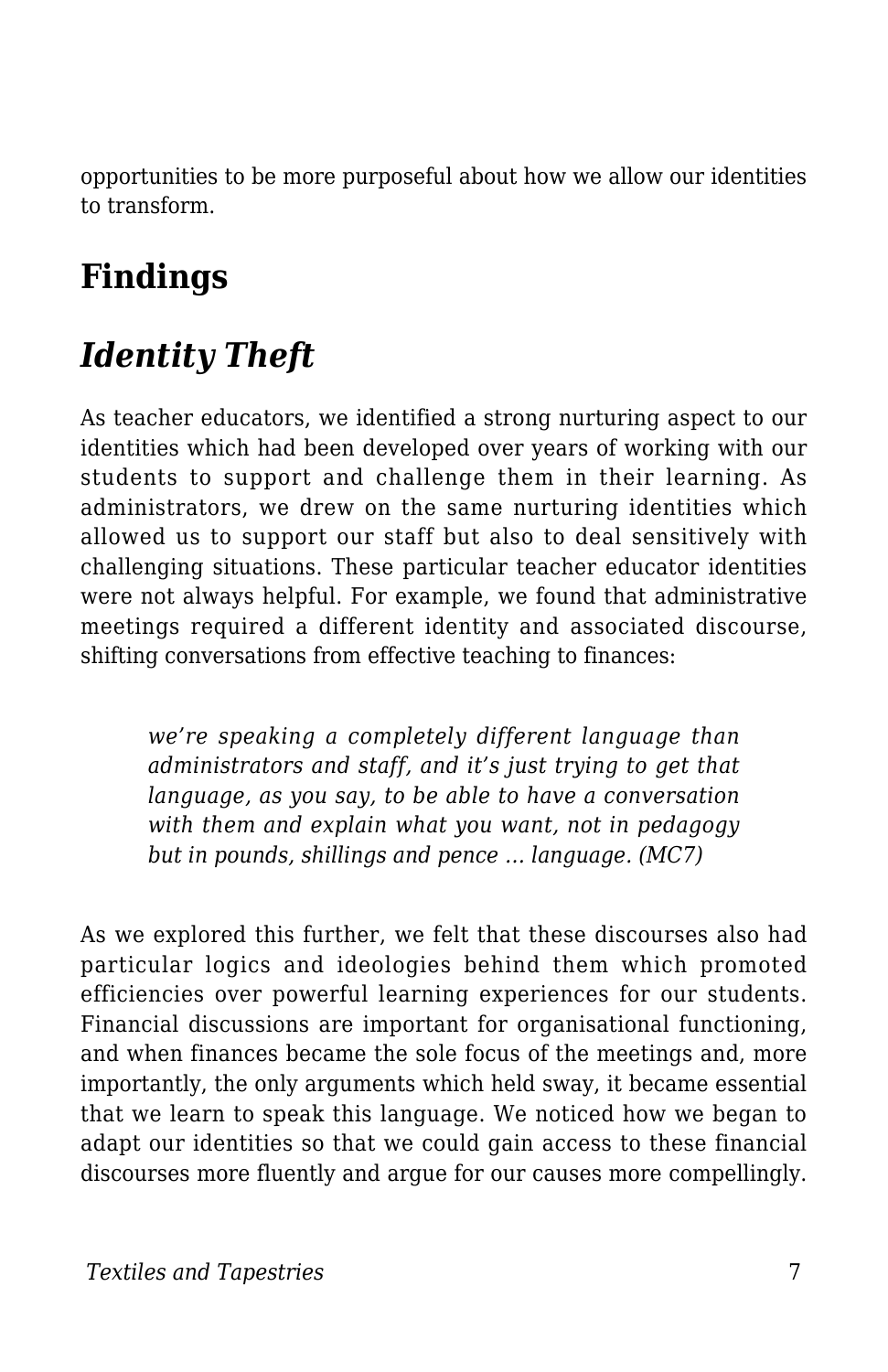opportunities to be more purposeful about how we allow our identities to transform.

## Findings

### *Identity Theft*

As teacher educators, we identified a strong nurturing aspect to our identities which had been developed over years of working with our students to support and challenge them in their learning. As administrators, we drew on the same nurturing identities which allowed us to support our staff but also to deal sensitively with challenging situations. These particular teacher educator identities were not always helpful. For example, we found that administrative meetings required a different identity and associated discourse, shifting conversations from effective teaching to finances:

> *we're speaking a completely different language than administrators and staff, and it's just trying to get that language, as you say, to be able to have a conversation with them and explain what you want, not in pedagogy but in pounds, shillings and pence … language. (MC7)*

As we explored this further, we felt that these discourses also had particular logics and ideologies behind them which promoted efficiencies over powerful learning experiences for our students. Financial discussions are important for organisational functioning, and when finances became the sole focus of the meetings and, more importantly, the only arguments which held sway, it became essential that we learn to speak this language. We noticed how we began to adapt our identities so that we could gain access to these financial discourses more fluently and argue for our causes more compellingly.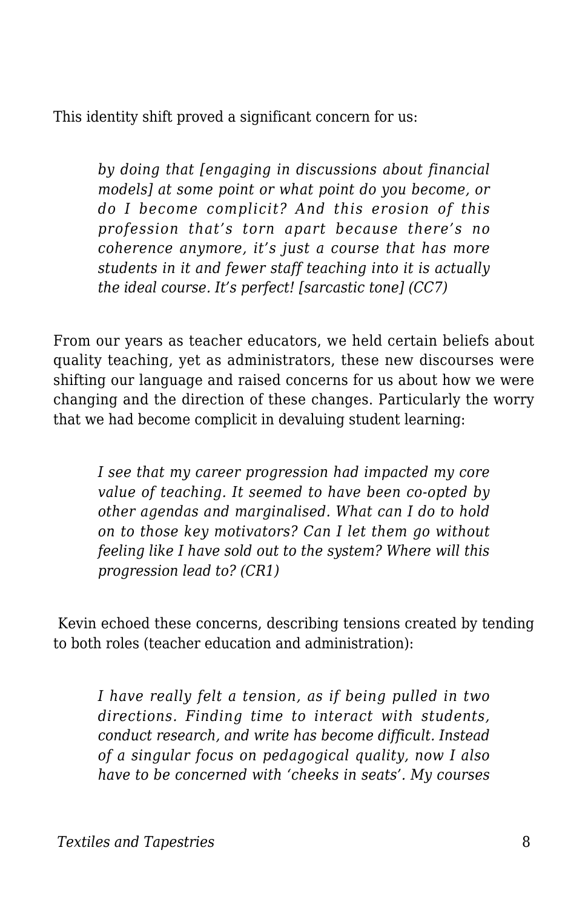This identity shift proved a significant concern for us:

> *by doing that [engaging in discussions about financial models] at some point or what point do you become, or do I become complicit? And this erosion of this profession that's torn apart because there's no coherence anymore, it's just a course that has more students in it and fewer staff teaching into it is actually the ideal course. It's perfect! [sarcastic tone] (CC7)*

From our years as teacher educators, we held certain beliefs about quality teaching, yet as administrators, these new discourses were shifting our language and raised concerns for us about how we were changing and the direction of these changes. Particularly the worry that we had become complicit in devaluing student learning:

> *I see that my career progression had impacted my core value of teaching. It seemed to have been co-opted by other agendas and marginalised. What can I do to hold on to those key motivators? Can I let them go without feeling like I have sold out to the system? Where will this progression lead to? (CR1)*

Kevin echoed these concerns, describing tensions created by tending to both roles (teacher education and administration):

> *I have really felt a tension, as if being pulled in two directions. Finding time to interact with students, conduct research, and write has become difficult. Instead of a singular focus on pedagogical quality, now I also have to be concerned with 'cheeks in seats'. My courses*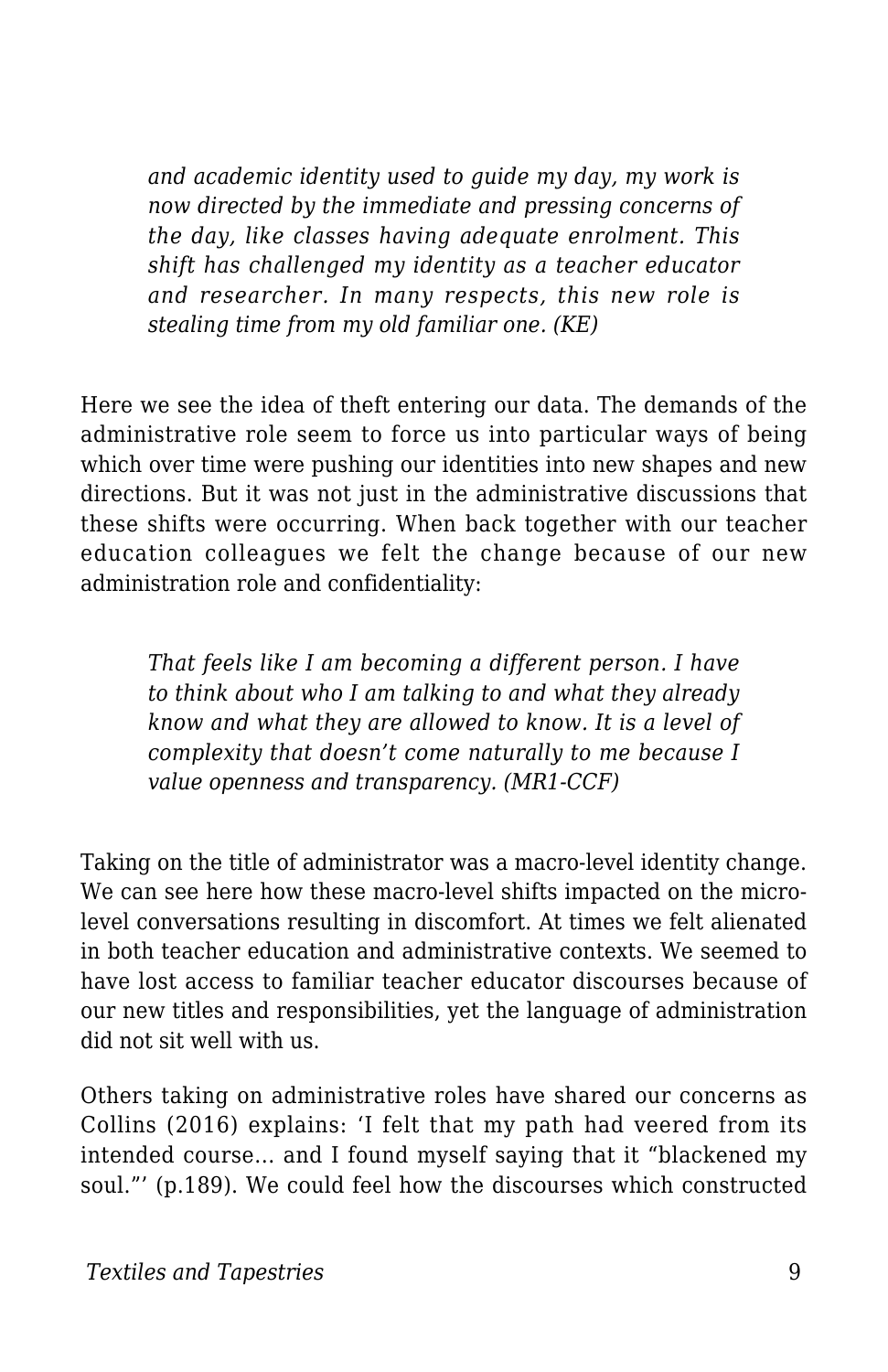> *and academic identity used to guide my day, my work is now directed by the immediate and pressing concerns of the day, like classes having adequate enrolment. This shift has challenged my identity as a teacher educator and researcher. In many respects, this new role is stealing time from my old familiar one. (KE)*

Here we see the idea of theft entering our data. The demands of the administrative role seem to force us into particular ways of being which over time were pushing our identities into new shapes and new directions. But it was not just in the administrative discussions that these shifts were occurring. When back together with our teacher education colleagues we felt the change because of our new administration role and confidentiality:

> *That feels like I am becoming a different person. I have to think about who I am talking to and what they already know and what they are allowed to know. It is a level of complexity that doesn't come naturally to me because I value openness and transparency. (MR1-CCF)*

Taking on the title of administrator was a macro-level identity change. We can see here how these macro-level shifts impacted on the micro-level conversations resulting in discomfort. At times we felt alienated in both teacher education and administrative contexts. We seemed to have lost access to familiar teacher educator discourses because of our new titles and responsibilities, yet the language of administration did not sit well with us.

Others taking on administrative roles have shared our concerns as Collins (2016) explains: 'I felt that my path had veered from its intended course… and I found myself saying that it "blackened my soul."' (p.189). We could feel how the discourses which constructed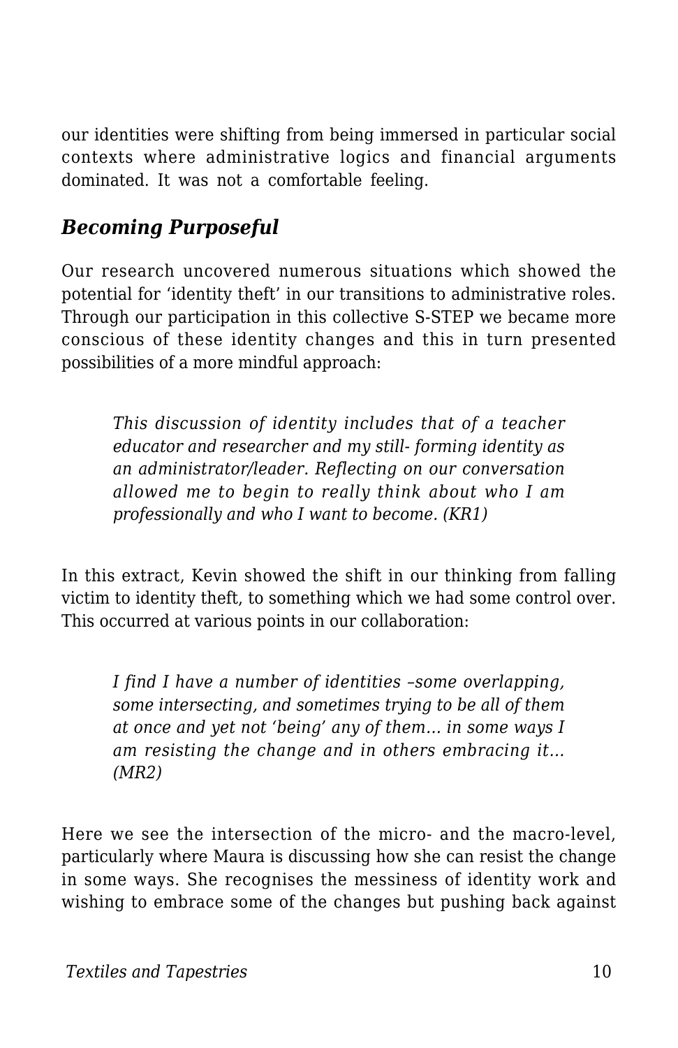our identities were shifting from being immersed in particular social contexts where administrative logics and financial arguments dominated. It was not a comfortable feeling.

### *Becoming Purposeful*

Our research uncovered numerous situations which showed the potential for 'identity theft' in our transitions to administrative roles. Through our participation in this collective S-STEP we became more conscious of these identity changes and this in turn presented possibilities of a more mindful approach:

> *This discussion of identity includes that of a teacher educator and researcher and my still- forming identity as an administrator/leader. Reflecting on our conversation allowed me to begin to really think about who I am professionally and who I want to become. (KR1)*

In this extract, Kevin showed the shift in our thinking from falling victim to identity theft, to something which we had some control over. This occurred at various points in our collaboration:

> *I find I have a number of identities –some overlapping, some intersecting, and sometimes trying to be all of them at once and yet not 'being' any of them… in some ways I am resisting the change and in others embracing it… (MR2)*

Here we see the intersection of the micro- and the macro-level, particularly where Maura is discussing how she can resist the change in some ways. She recognises the messiness of identity work and wishing to embrace some of the changes but pushing back against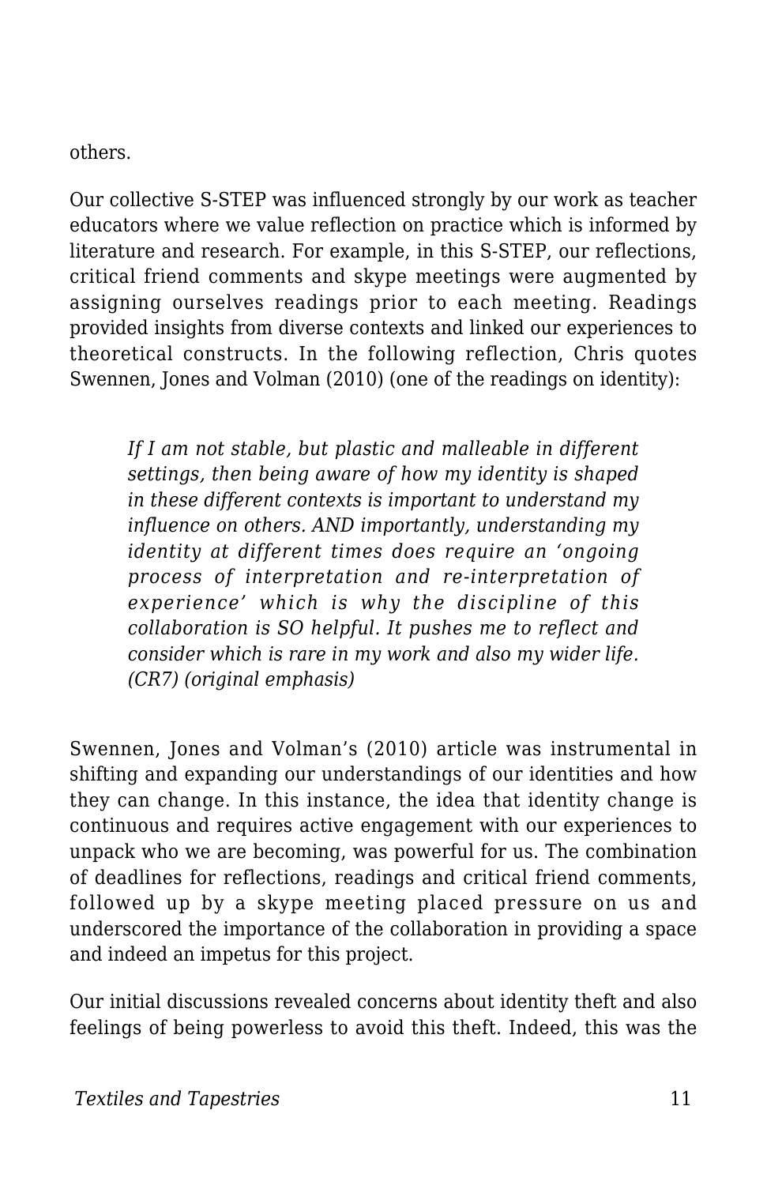others.

Our collective S-STEP was influenced strongly by our work as teacher educators where we value reflection on practice which is informed by literature and research. For example, in this S-STEP, our reflections, critical friend comments and skype meetings were augmented by assigning ourselves readings prior to each meeting. Readings provided insights from diverse contexts and linked our experiences to theoretical constructs. In the following reflection, Chris quotes Swennen, Jones and Volman (2010) (one of the readings on identity):

> *If I am not stable, but plastic and malleable in different settings, then being aware of how my identity is shaped in these different contexts is important to understand my influence on others. AND importantly, understanding my identity at different times does require an 'ongoing process of interpretation and re-interpretation of experience' which is why the discipline of this collaboration is SO helpful. It pushes me to reflect and consider which is rare in my work and also my wider life. (CR7) (original emphasis)*

Swennen, Jones and Volman's (2010) article was instrumental in shifting and expanding our understandings of our identities and how they can change. In this instance, the idea that identity change is continuous and requires active engagement with our experiences to unpack who we are becoming, was powerful for us. The combination of deadlines for reflections, readings and critical friend comments, followed up by a skype meeting placed pressure on us and underscored the importance of the collaboration in providing a space and indeed an impetus for this project.

Our initial discussions revealed concerns about identity theft and also feelings of being powerless to avoid this theft. Indeed, this was the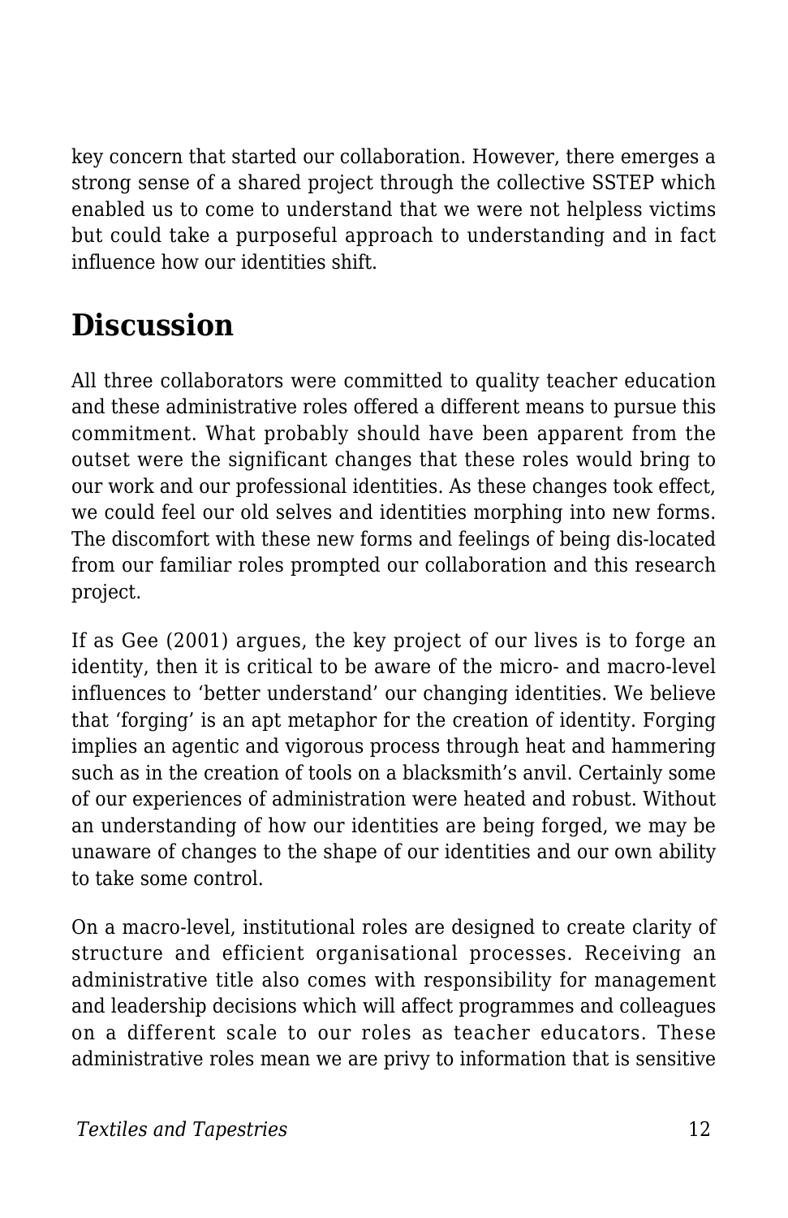key concern that started our collaboration. However, there emerges a strong sense of a shared project through the collective SSTEP which enabled us to come to understand that we were not helpless victims but could take a purposeful approach to understanding and in fact influence how our identities shift.

## Discussion

All three collaborators were committed to quality teacher education and these administrative roles offered a different means to pursue this commitment. What probably should have been apparent from the outset were the significant changes that these roles would bring to our work and our professional identities. As these changes took effect, we could feel our old selves and identities morphing into new forms. The discomfort with these new forms and feelings of being dis-located from our familiar roles prompted our collaboration and this research project.

If as Gee (2001) argues, the key project of our lives is to forge an identity, then it is critical to be aware of the micro- and macro-level influences to 'better understand' our changing identities. We believe that 'forging' is an apt metaphor for the creation of identity. Forging implies an agentic and vigorous process through heat and hammering such as in the creation of tools on a blacksmith's anvil. Certainly some of our experiences of administration were heated and robust. Without an understanding of how our identities are being forged, we may be unaware of changes to the shape of our identities and our own ability to take some control.

On a macro-level, institutional roles are designed to create clarity of structure and efficient organisational processes. Receiving an administrative title also comes with responsibility for management and leadership decisions which will affect programmes and colleagues on a different scale to our roles as teacher educators. These administrative roles mean we are privy to information that is sensitive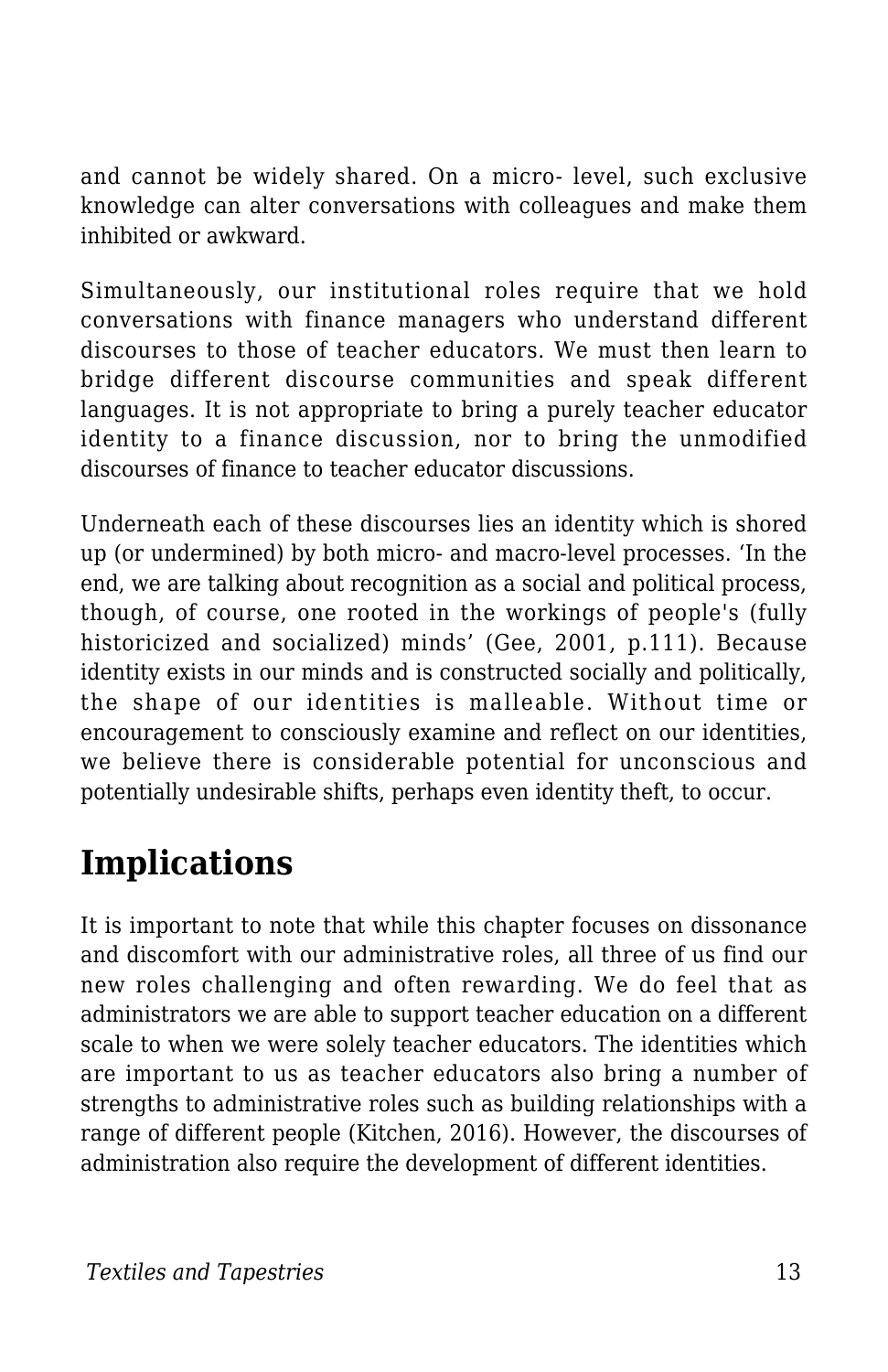and cannot be widely shared. On a micro- level, such exclusive knowledge can alter conversations with colleagues and make them inhibited or awkward.

Simultaneously, our institutional roles require that we hold conversations with finance managers who understand different discourses to those of teacher educators. We must then learn to bridge different discourse communities and speak different languages. It is not appropriate to bring a purely teacher educator identity to a finance discussion, nor to bring the unmodified discourses of finance to teacher educator discussions.

Underneath each of these discourses lies an identity which is shored up (or undermined) by both micro- and macro-level processes. 'In the end, we are talking about recognition as a social and political process, though, of course, one rooted in the workings of people's (fully historicized and socialized) minds' (Gee, 2001, p.111). Because identity exists in our minds and is constructed socially and politically, the shape of our identities is malleable. Without time or encouragement to consciously examine and reflect on our identities, we believe there is considerable potential for unconscious and potentially undesirable shifts, perhaps even identity theft, to occur.

## Implications

It is important to note that while this chapter focuses on dissonance and discomfort with our administrative roles, all three of us find our new roles challenging and often rewarding. We do feel that as administrators we are able to support teacher education on a different scale to when we were solely teacher educators. The identities which are important to us as teacher educators also bring a number of strengths to administrative roles such as building relationships with a range of different people (Kitchen, 2016). However, the discourses of administration also require the development of different identities.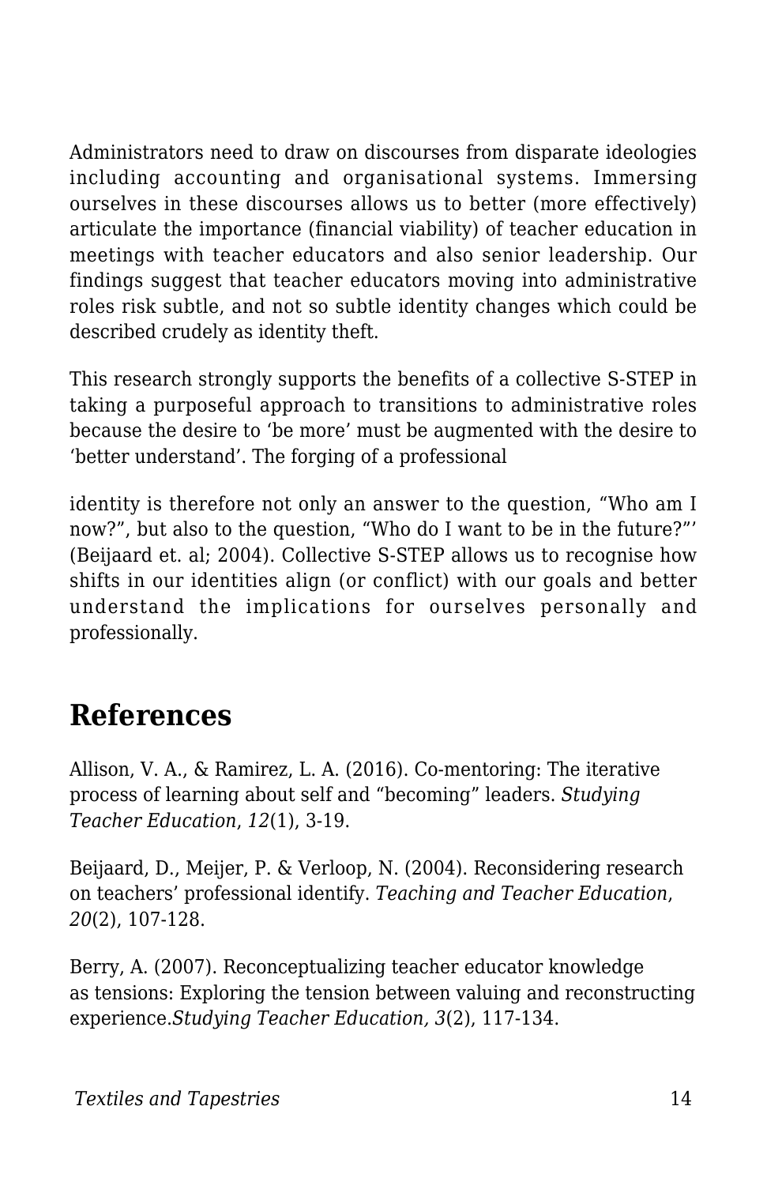Administrators need to draw on discourses from disparate ideologies including accounting and organisational systems. Immersing ourselves in these discourses allows us to better (more effectively) articulate the importance (financial viability) of teacher education in meetings with teacher educators and also senior leadership. Our findings suggest that teacher educators moving into administrative roles risk subtle, and not so subtle identity changes which could be described crudely as identity theft.

This research strongly supports the benefits of a collective S-STEP in taking a purposeful approach to transitions to administrative roles because the desire to 'be more' must be augmented with the desire to 'better understand'. The forging of a professional

identity is therefore not only an answer to the question, "Who am I now?", but also to the question, "Who do I want to be in the future?"' (Beijaard et. al; 2004). Collective S-STEP allows us to recognise how shifts in our identities align (or conflict) with our goals and better understand the implications for ourselves personally and professionally.

## References

Allison, V. A., & Ramirez, L. A. (2016). Co-mentoring: The iterative process of learning about self and "becoming" leaders. *Studying Teacher Education*, *12*(1), 3-19.

Beijaard, D., Meijer, P. & Verloop, N. (2004). Reconsidering research on teachers' professional identify. *Teaching and Teacher Education*, *20*(2), 107-128.

Berry, A. (2007). Reconceptualizing teacher educator knowledge as tensions: Exploring the tension between valuing and reconstructing experience.*Studying Teacher Education, 3*(2), 117-134.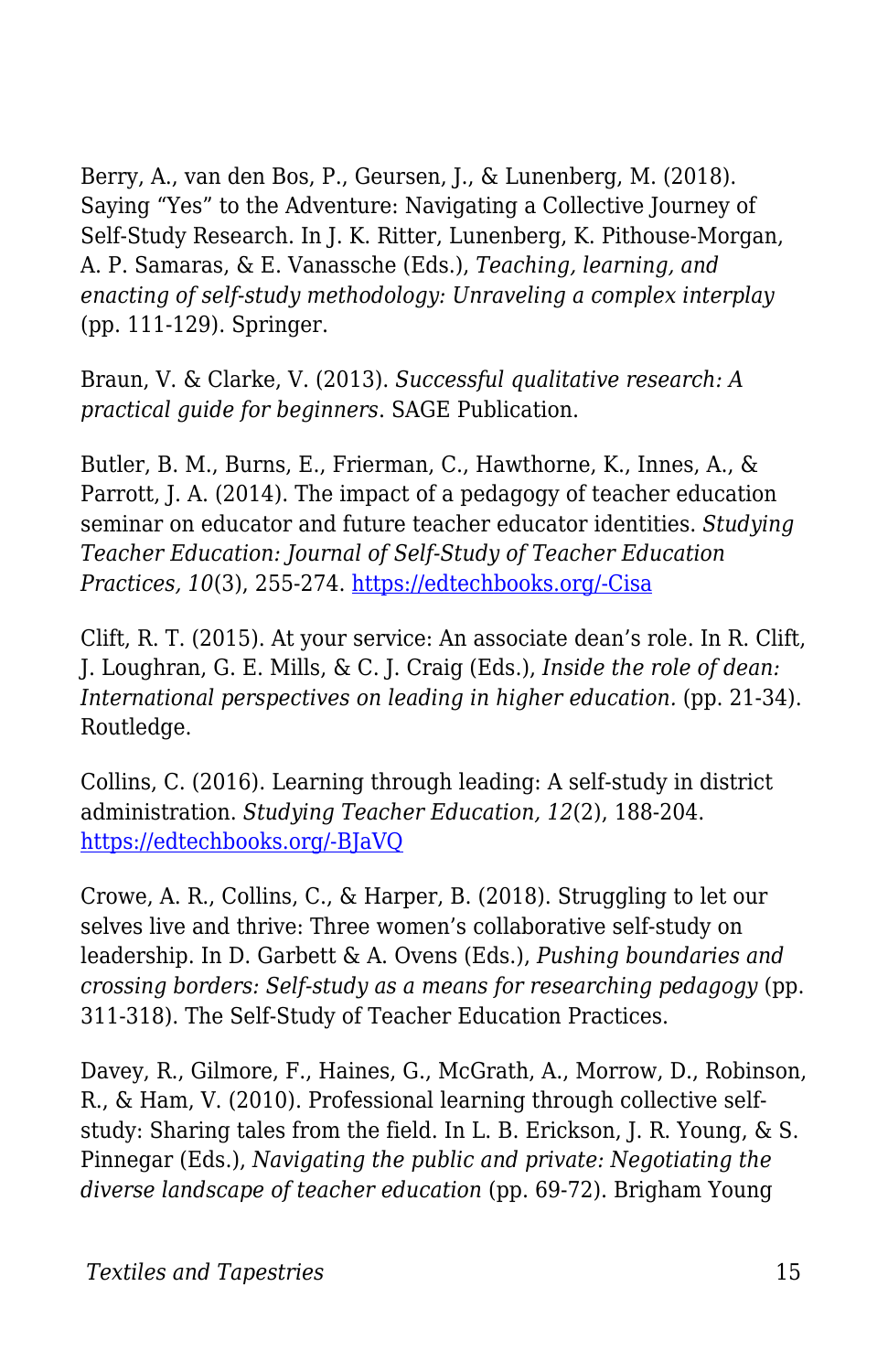Berry, A., van den Bos, P., Geursen, J., & Lunenberg, M. (2018). Saying "Yes" to the Adventure: Navigating a Collective Journey of Self-Study Research. In J. K. Ritter, Lunenberg, K. Pithouse-Morgan, A. P. Samaras, & E. Vanassche (Eds.), *Teaching, learning, and enacting of self-study methodology: Unraveling a complex interplay* (pp. 111-129). Springer.

Braun, V. & Clarke, V. (2013). *Successful qualitative research: A practical guide for beginners*. SAGE Publication.

Butler, B. M., Burns, E., Frierman, C., Hawthorne, K., Innes, A., & Parrott, J. A. (2014). The impact of a pedagogy of teacher education seminar on educator and future teacher educator identities. *Studying Teacher Education: Journal of Self-Study of Teacher Education Practices, 10*(3), 255-274. [https://edtechbooks.org/-Cisa](https://edtechbooks.org/-Cisa)

Clift, R. T. (2015). At your service: An associate dean's role. In R. Clift, J. Loughran, G. E. Mills, & C. J. Craig (Eds.), *Inside the role of dean: International perspectives on leading in higher education.* (pp. 21-34). Routledge.

Collins, C. (2016). Learning through leading: A self-study in district administration. *Studying Teacher Education, 12*(2), 188-204. [https://edtechbooks.org/-BJaVQ](https://edtechbooks.org/-BJaVQ)

Crowe, A. R., Collins, C., & Harper, B. (2018). Struggling to let our selves live and thrive: Three women's collaborative self-study on leadership. In D. Garbett & A. Ovens (Eds.), *Pushing boundaries and crossing borders: Self-study as a means for researching pedagogy* (pp. 311-318). The Self-Study of Teacher Education Practices.

Davey, R., Gilmore, F., Haines, G., McGrath, A., Morrow, D., Robinson, R., & Ham, V. (2010). Professional learning through collective self-study: Sharing tales from the field. In L. B. Erickson, J. R. Young, & S. Pinnegar (Eds.), *Navigating the public and private: Negotiating the diverse landscape of teacher education* (pp. 69-72). Brigham Young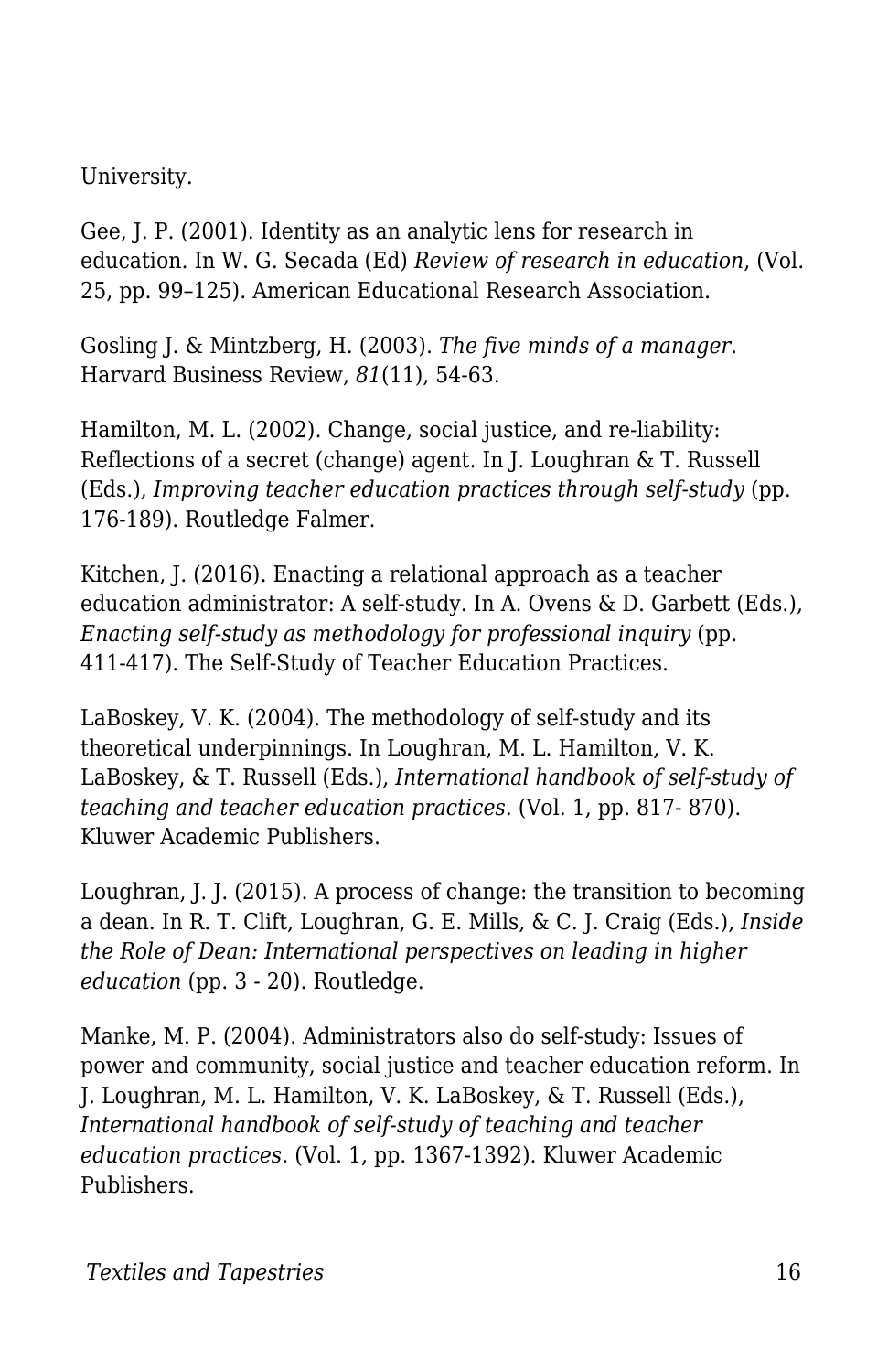University.

Gee, J. P. (2001). Identity as an analytic lens for research in education. In W. G. Secada (Ed) *Review of research in education*, (Vol. 25, pp. 99–125). American Educational Research Association.

Gosling J. & Mintzberg, H. (2003). *The five minds of a manager*. Harvard Business Review, *81*(11), 54-63.

Hamilton, M. L. (2002). Change, social justice, and re-liability: Reflections of a secret (change) agent. In J. Loughran & T. Russell (Eds.), *Improving teacher education practices through self-study* (pp. 176-189). Routledge Falmer.

Kitchen, J. (2016). Enacting a relational approach as a teacher education administrator: A self-study. In A. Ovens & D. Garbett (Eds.), *Enacting self-study as methodology for professional inquiry* (pp. 411-417). The Self-Study of Teacher Education Practices.

LaBoskey, V. K. (2004). The methodology of self-study and its theoretical underpinnings. In Loughran, M. L. Hamilton, V. K. LaBoskey, & T. Russell (Eds.), *International handbook of self-study of teaching and teacher education practices.* (Vol. 1, pp. 817- 870). Kluwer Academic Publishers.

Loughran, J. J. (2015). A process of change: the transition to becoming a dean. In R. T. Clift, Loughran, G. E. Mills, & C. J. Craig (Eds.), *Inside the Role of Dean: International perspectives on leading in higher education* (pp. 3 - 20). Routledge.

Manke, M. P. (2004). Administrators also do self-study: Issues of power and community, social justice and teacher education reform. In J. Loughran, M. L. Hamilton, V. K. LaBoskey, & T. Russell (Eds.), *International handbook of self-study of teaching and teacher education practices.* (Vol. 1, pp. 1367-1392). Kluwer Academic Publishers.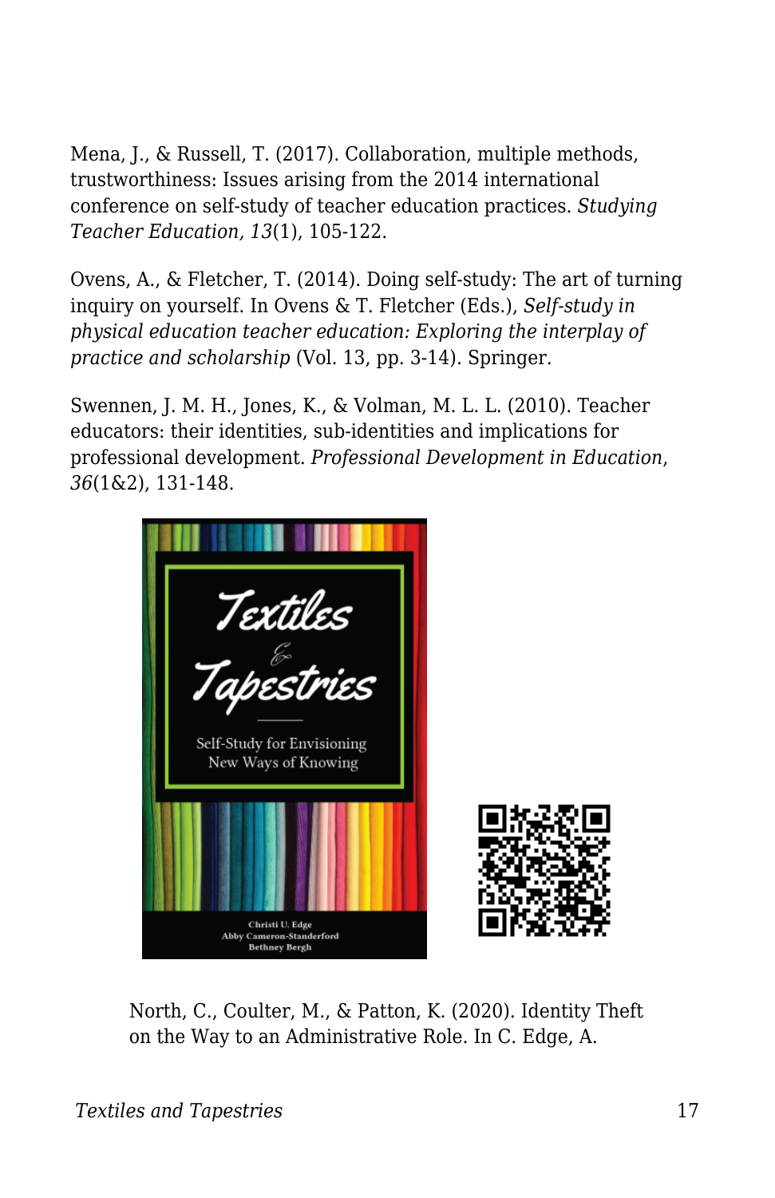Mena, J., & Russell, T. (2017). Collaboration, multiple methods, trustworthiness: Issues arising from the 2014 international conference on self-study of teacher education practices. *Studying Teacher Education, 13*(1), 105-122.

Ovens, A., & Fletcher, T. (2014). Doing self-study: The art of turning inquiry on yourself. In Ovens & T. Fletcher (Eds.), *Self-study in physical education teacher education: Exploring the interplay of practice and scholarship* (Vol. 13, pp. 3-14). Springer.

Swennen, J. M. H., Jones, K., & Volman, M. L. L. (2010). Teacher educators: their identities, sub-identities and implications for professional development. *Professional Development in Education*, *36*(1&2), 131-148.

North, C., Coulter, M., & Patton, K. (2020). Identity Theft on the Way to an Administrative Role. In C. Edge, A.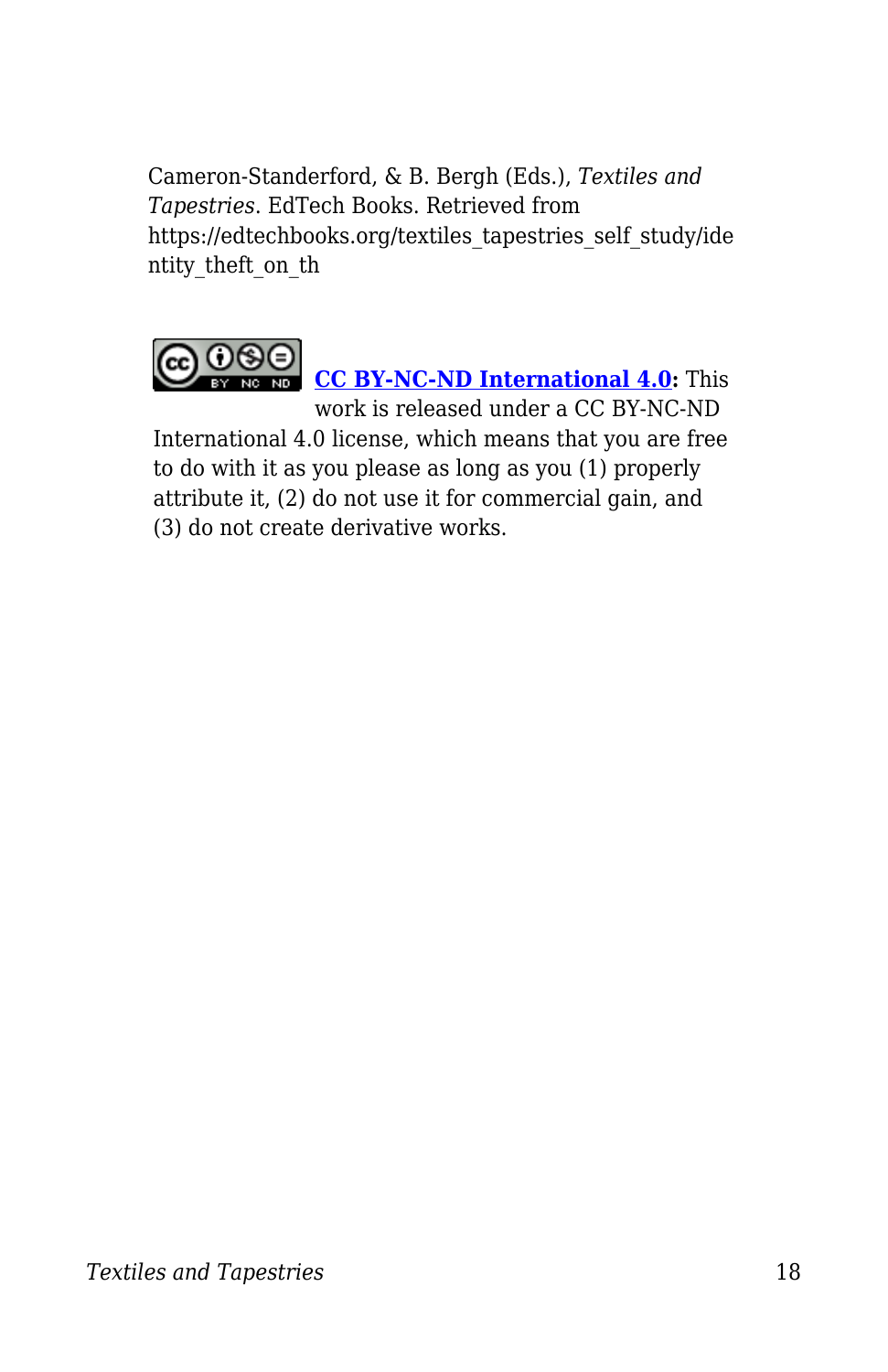Cameron-Standerford, & B. Bergh (Eds.), *Textiles and Tapestries*. EdTech Books. Retrieved from https://edtechbooks.org/textiles_tapestries_self_study/identity_theft_on_th

**[CC BY-NC-ND International 4.0](https://creativecommons.org/licenses/by-nc-nd/4.0/):** This work is released under a CC BY-NC-ND International 4.0 license, which means that you are free to do with it as you please as long as you (1) properly attribute it, (2) do not use it for commercial gain, and (3) do not create derivative works.